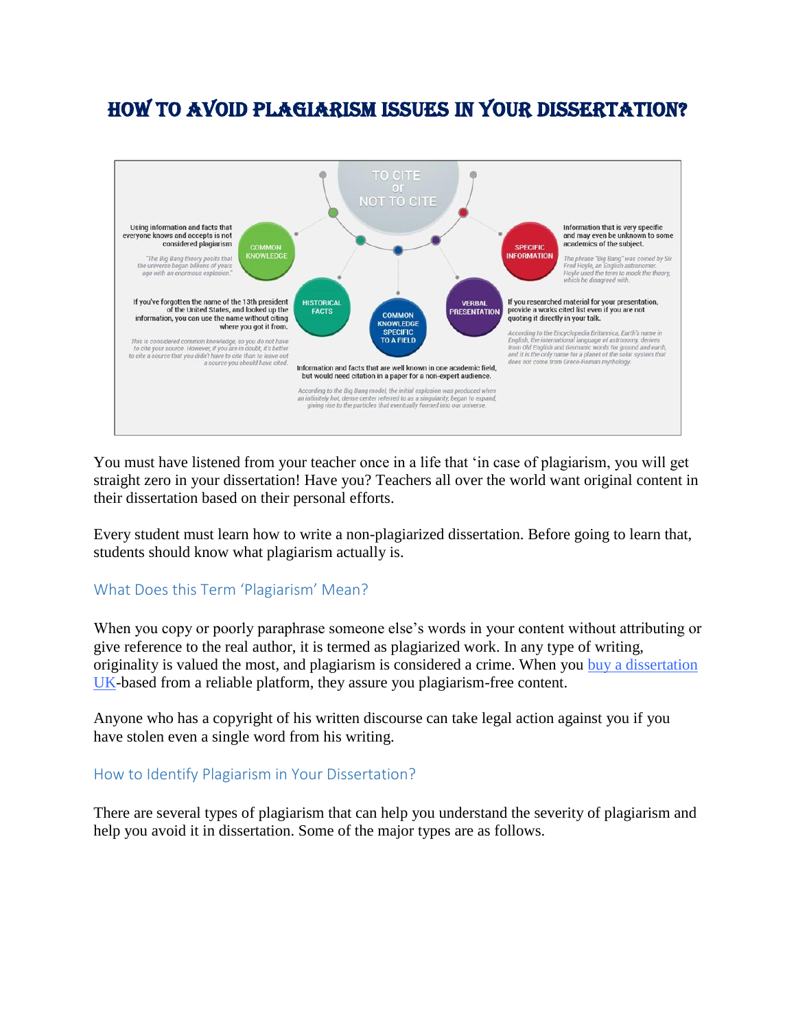# HOW TO AVOID PLAGIARISM ISSUES IN YOUR DISSERTATION?

You must have listened from your teacher once in a life that 'in case of plagiarism, you will get straight zero in your dissertation! Have you? Teachers all over the world want original content in their dissertation based on their personal efforts.

Every student must learn how to write a non-plagiarized dissertation. Before going to learn that, students should know what plagiarism actually is.

## What Does this Term 'Plagiarism' Mean?

When you copy or poorly paraphrase someone else's words in your content without attributing or give reference to the real author, it is termed as plagiarized work. In any type of writing, originality is valued the most, and plagiarism is considered a crime. When you [buy a dissertation UK](#)-based from a reliable platform, they assure you plagiarism-free content.

Anyone who has a copyright of his written discourse can take legal action against you if you have stolen even a single word from his writing.

## How to Identify Plagiarism in Your Dissertation?

There are several types of plagiarism that can help you understand the severity of plagiarism and help you avoid it in dissertation. Some of the major types are as follows.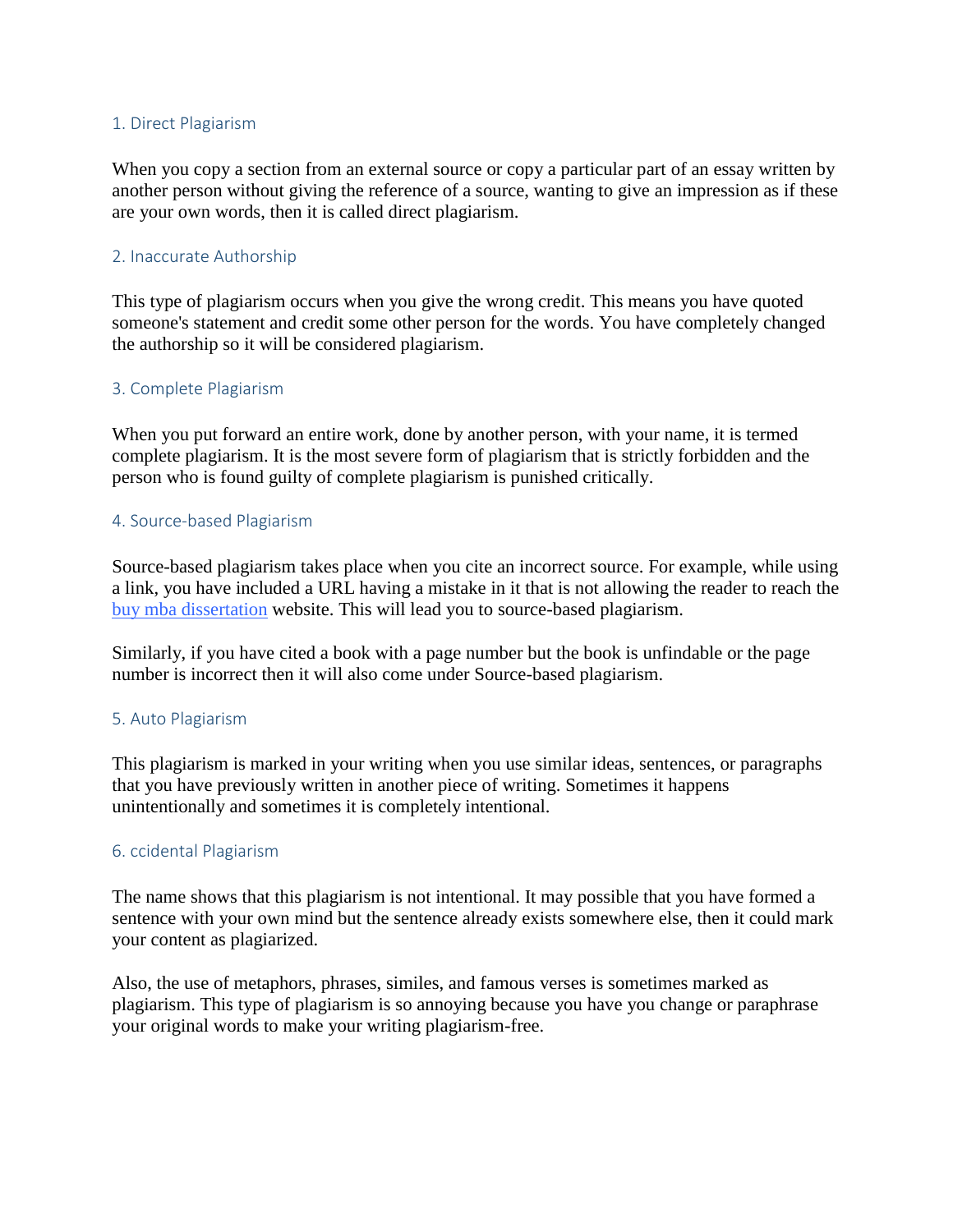### 1. Direct Plagiarism

When you copy a section from an external source or copy a particular part of an essay written by another person without giving the reference of a source, wanting to give an impression as if these are your own words, then it is called direct plagiarism.

### 2. Inaccurate Authorship

This type of plagiarism occurs when you give the wrong credit. This means you have quoted someone's statement and credit some other person for the words. You have completely changed the authorship so it will be considered plagiarism.

### 3. Complete Plagiarism

When you put forward an entire work, done by another person, with your name, it is termed complete plagiarism. It is the most severe form of plagiarism that is strictly forbidden and the person who is found guilty of complete plagiarism is punished critically.

### 4. Source-based Plagiarism

Source-based plagiarism takes place when you cite an incorrect source. For example, while using a link, you have included a URL having a mistake in it that is not allowing the reader to reach the buy mba dissertation website. This will lead you to source-based plagiarism.

Similarly, if you have cited a book with a page number but the book is unfindable or the page number is incorrect then it will also come under Source-based plagiarism.

### 5. Auto Plagiarism

This plagiarism is marked in your writing when you use similar ideas, sentences, or paragraphs that you have previously written in another piece of writing. Sometimes it happens unintentionally and sometimes it is completely intentional.

### 6. ccidental Plagiarism

The name shows that this plagiarism is not intentional. It may possible that you have formed a sentence with your own mind but the sentence already exists somewhere else, then it could mark your content as plagiarized.

Also, the use of metaphors, phrases, similes, and famous verses is sometimes marked as plagiarism. This type of plagiarism is so annoying because you have you change or paraphrase your original words to make your writing plagiarism-free.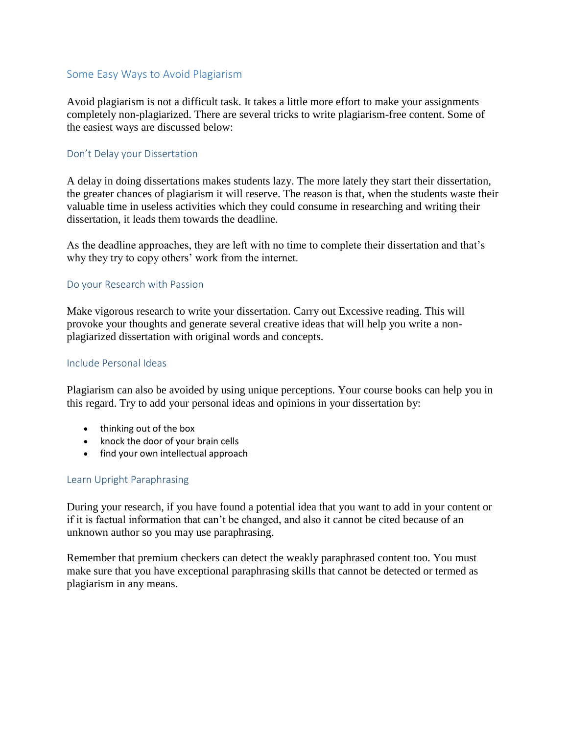## Some Easy Ways to Avoid Plagiarism

Avoid plagiarism is not a difficult task. It takes a little more effort to make your assignments completely non-plagiarized. There are several tricks to write plagiarism-free content. Some of the easiest ways are discussed below:

### Don't Delay your Dissertation

A delay in doing dissertations makes students lazy. The more lately they start their dissertation, the greater chances of plagiarism it will reserve. The reason is that, when the students waste their valuable time in useless activities which they could consume in researching and writing their dissertation, it leads them towards the deadline.

As the deadline approaches, they are left with no time to complete their dissertation and that's why they try to copy others' work from the internet.

### Do your Research with Passion

Make vigorous research to write your dissertation. Carry out Excessive reading. This will provoke your thoughts and generate several creative ideas that will help you write a non-plagiarized dissertation with original words and concepts.

### Include Personal Ideas

Plagiarism can also be avoided by using unique perceptions. Your course books can help you in this regard. Try to add your personal ideas and opinions in your dissertation by:

- thinking out of the box
- knock the door of your brain cells
- find your own intellectual approach

### Learn Upright Paraphrasing

During your research, if you have found a potential idea that you want to add in your content or if it is factual information that can't be changed, and also it cannot be cited because of an unknown author so you may use paraphrasing.

Remember that premium checkers can detect the weakly paraphrased content too. You must make sure that you have exceptional paraphrasing skills that cannot be detected or termed as plagiarism in any means.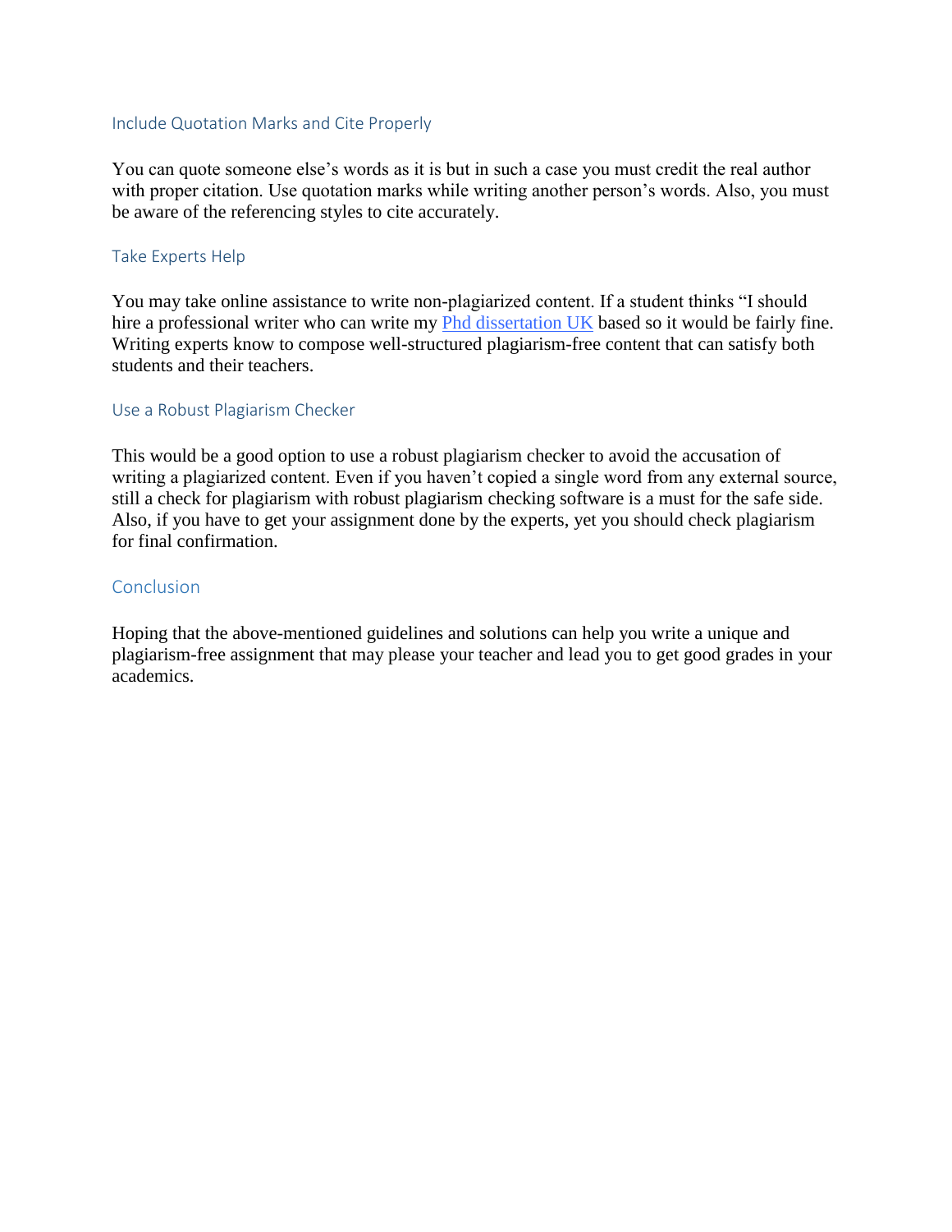## Include Quotation Marks and Cite Properly

You can quote someone else's words as it is but in such a case you must credit the real author with proper citation. Use quotation marks while writing another person's words. Also, you must be aware of the referencing styles to cite accurately.

## Take Experts Help

You may take online assistance to write non-plagiarized content. If a student thinks "I should hire a professional writer who can write my [Phd dissertation UK] based so it would be fairly fine. Writing experts know to compose well-structured plagiarism-free content that can satisfy both students and their teachers.

## Use a Robust Plagiarism Checker

This would be a good option to use a robust plagiarism checker to avoid the accusation of writing a plagiarized content. Even if you haven't copied a single word from any external source, still a check for plagiarism with robust plagiarism checking software is a must for the safe side. Also, if you have to get your assignment done by the experts, yet you should check plagiarism for final confirmation.

## Conclusion

Hoping that the above-mentioned guidelines and solutions can help you write a unique and plagiarism-free assignment that may please your teacher and lead you to get good grades in your academics.